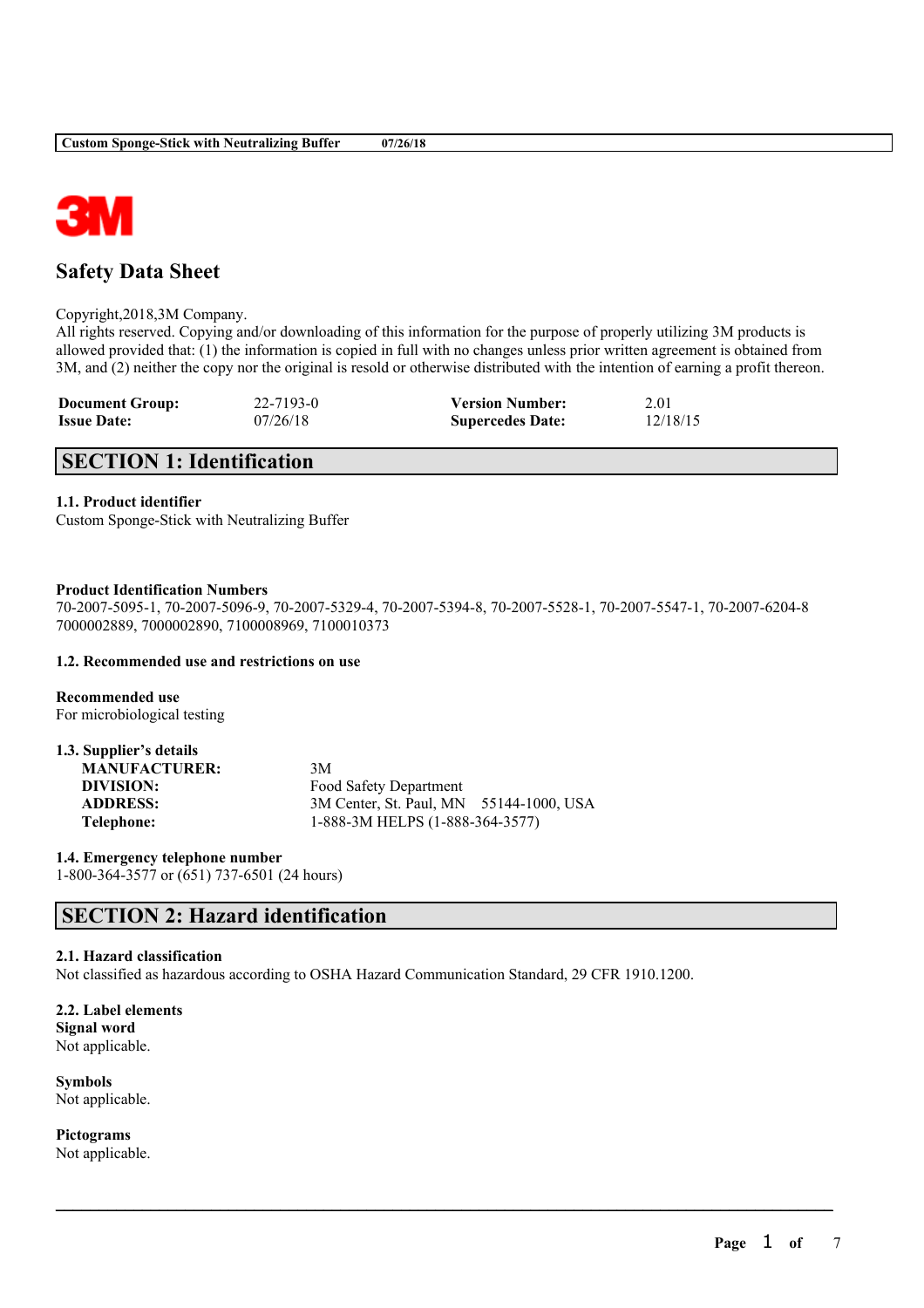# Safety Data Sheet

Copyright,2018,3M Company.
All rights reserved. Copying and/or downloading of this information for the purpose of properly utilizing 3M products is allowed provided that: (1) the information is copied in full with no changes unless prior written agreement is obtained from 3M, and (2) neither the copy nor the original is resold or otherwise distributed with the intention of earning a profit thereon.

| | | | |
|---|---|---|---|
| **Document Group:** | 22-7193-0 | **Version Number:** | 2.01 |
| **Issue Date:** | 07/26/18 | **Supercedes Date:** | 12/18/15 |

## SECTION 1: Identification

### 1.1. Product identifier

Custom Sponge-Stick with Neutralizing Buffer

**Product Identification Numbers**

70-2007-5095-1, 70-2007-5096-9, 70-2007-5329-4, 70-2007-5394-8, 70-2007-5528-1, 70-2007-5547-1, 70-2007-6204-8
7000002889, 7000002890, 7100008969, 7100010373

### 1.2. Recommended use and restrictions on use

**Recommended use**

For microbiological testing

### 1.3. Supplier's details

| | |
|---|---|
| **MANUFACTURER:** | 3M |
| **DIVISION:** | Food Safety Department |
| **ADDRESS:** | 3M Center, St. Paul, MN 55144-1000, USA |
| **Telephone:** | 1-888-3M HELPS (1-888-364-3577) |

### 1.4. Emergency telephone number

1-800-364-3577 or (651) 737-6501 (24 hours)

## SECTION 2: Hazard identification

### 2.1. Hazard classification

Not classified as hazardous according to OSHA Hazard Communication Standard, 29 CFR 1910.1200.

### 2.2. Label elements

**Signal word**

Not applicable.

**Symbols**

Not applicable.

**Pictograms**

Not applicable.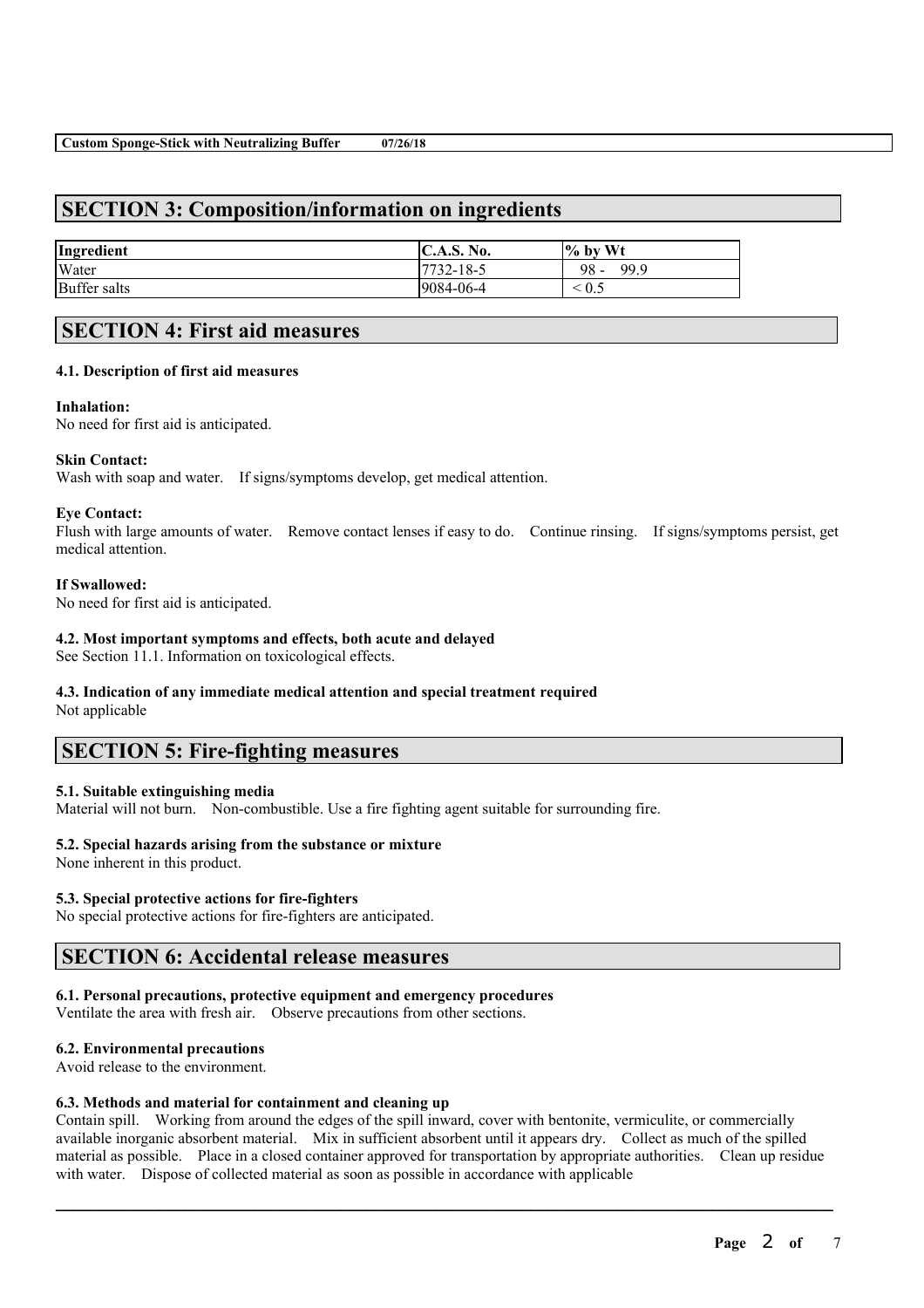## SECTION 3: Composition/information on ingredients

| Ingredient | C.A.S. No. | % by Wt |
|---|---|---|
| Water | 7732-18-5 | 98 - 99.9 |
| Buffer salts | 9084-06-4 | < 0.5 |

## SECTION 4: First aid measures

### 4.1. Description of first aid measures

**Inhalation:**
No need for first aid is anticipated.

**Skin Contact:**
Wash with soap and water. If signs/symptoms develop, get medical attention.

**Eye Contact:**
Flush with large amounts of water. Remove contact lenses if easy to do. Continue rinsing. If signs/symptoms persist, get medical attention.

**If Swallowed:**
No need for first aid is anticipated.

### 4.2. Most important symptoms and effects, both acute and delayed

See Section 11.1. Information on toxicological effects.

### 4.3. Indication of any immediate medical attention and special treatment required

Not applicable

## SECTION 5: Fire-fighting measures

### 5.1. Suitable extinguishing media

Material will not burn. Non-combustible. Use a fire fighting agent suitable for surrounding fire.

### 5.2. Special hazards arising from the substance or mixture

None inherent in this product.

### 5.3. Special protective actions for fire-fighters

No special protective actions for fire-fighters are anticipated.

## SECTION 6: Accidental release measures

### 6.1. Personal precautions, protective equipment and emergency procedures

Ventilate the area with fresh air. Observe precautions from other sections.

### 6.2. Environmental precautions

Avoid release to the environment.

### 6.3. Methods and material for containment and cleaning up

Contain spill. Working from around the edges of the spill inward, cover with bentonite, vermiculite, or commercially available inorganic absorbent material. Mix in sufficient absorbent until it appears dry. Collect as much of the spilled material as possible. Place in a closed container approved for transportation by appropriate authorities. Clean up residue with water. Dispose of collected material as soon as possible in accordance with applicable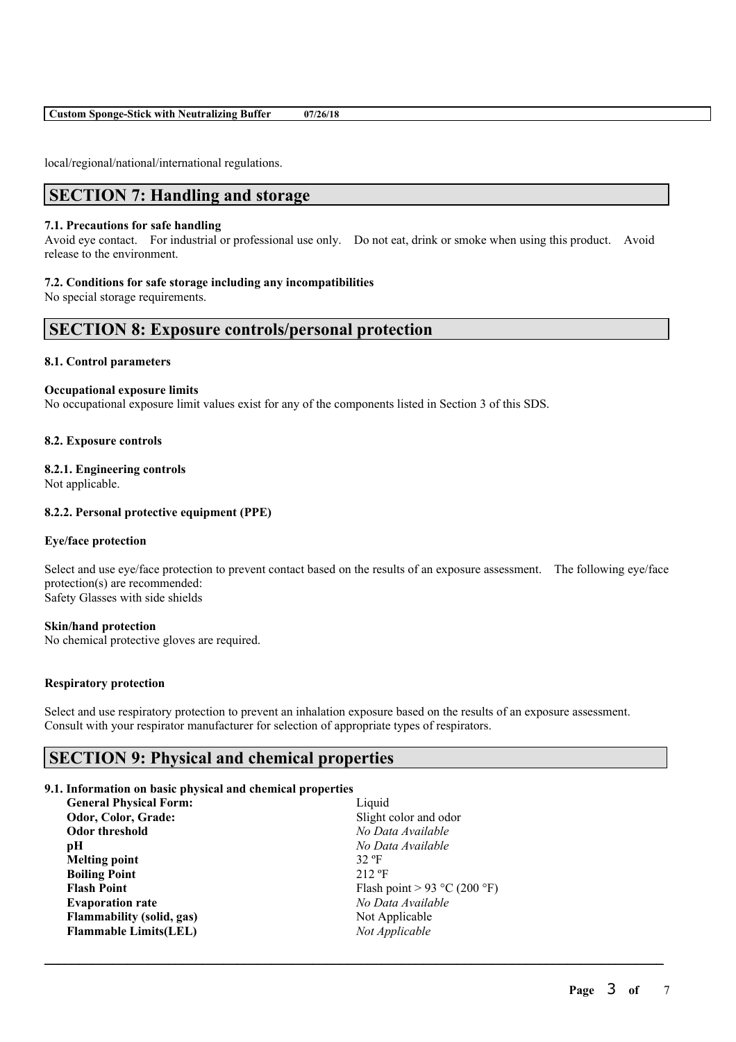local/regional/national/international regulations.

## SECTION 7: Handling and storage

**7.1. Precautions for safe handling**

Avoid eye contact. For industrial or professional use only. Do not eat, drink or smoke when using this product. Avoid release to the environment.

**7.2. Conditions for safe storage including any incompatibilities**

No special storage requirements.

## SECTION 8: Exposure controls/personal protection

**8.1. Control parameters**

**Occupational exposure limits**

No occupational exposure limit values exist for any of the components listed in Section 3 of this SDS.

**8.2. Exposure controls**

**8.2.1. Engineering controls**

Not applicable.

**8.2.2. Personal protective equipment (PPE)**

**Eye/face protection**

Select and use eye/face protection to prevent contact based on the results of an exposure assessment. The following eye/face protection(s) are recommended:
Safety Glasses with side shields

**Skin/hand protection**

No chemical protective gloves are required.

**Respiratory protection**

Select and use respiratory protection to prevent an inhalation exposure based on the results of an exposure assessment. Consult with your respirator manufacturer for selection of appropriate types of respirators.

## SECTION 9: Physical and chemical properties

**9.1. Information on basic physical and chemical properties**

| | |
|---|---|
| **General Physical Form:** | Liquid |
| **Odor, Color, Grade:** | Slight color and odor |
| **Odor threshold** | *No Data Available* |
| **pH** | *No Data Available* |
| **Melting point** | 32 ºF |
| **Boiling Point** | 212 ºF |
| **Flash Point** | Flash point > 93 °C (200 °F) |
| **Evaporation rate** | *No Data Available* |
| **Flammability (solid, gas)** | Not Applicable |
| **Flammable Limits(LEL)** | *Not Applicable* |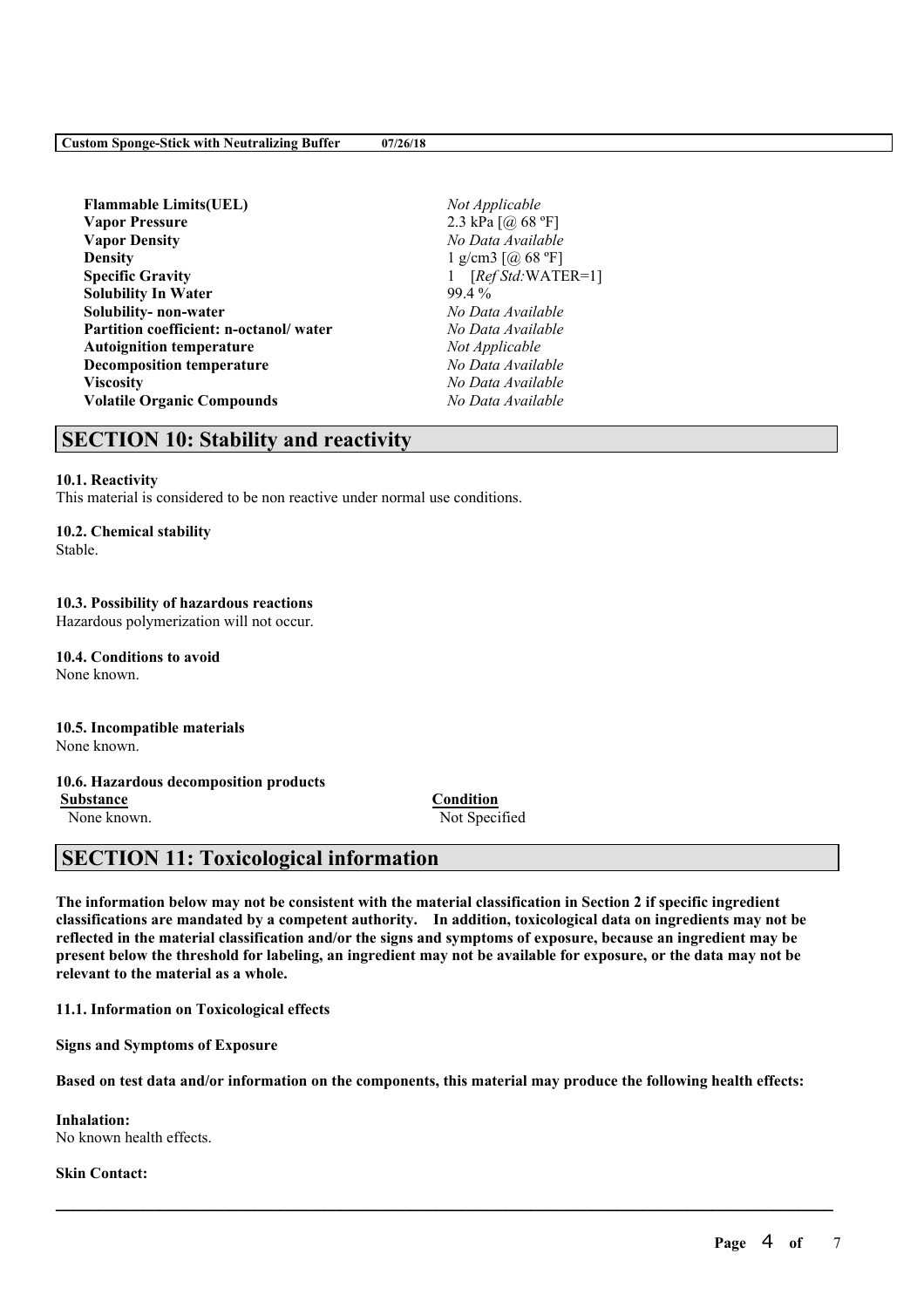| | |
|---|---|
| **Flammable Limits(UEL)** | *Not Applicable* |
| **Vapor Pressure** | 2.3 kPa [@ 68 ºF] |
| **Vapor Density** | *No Data Available* |
| **Density** | 1 g/cm3 [@ 68 ºF] |
| **Specific Gravity** | 1 [*Ref Std:*WATER=1] |
| **Solubility In Water** | 99.4 % |
| **Solubility- non-water** | *No Data Available* |
| **Partition coefficient: n-octanol/ water** | *No Data Available* |
| **Autoignition temperature** | *Not Applicable* |
| **Decomposition temperature** | *No Data Available* |
| **Viscosity** | *No Data Available* |
| **Volatile Organic Compounds** | *No Data Available* |

## SECTION 10: Stability and reactivity

**10.1. Reactivity**
This material is considered to be non reactive under normal use conditions.

**10.2. Chemical stability**
Stable.

**10.3. Possibility of hazardous reactions**
Hazardous polymerization will not occur.

**10.4. Conditions to avoid**
None known.

**10.5. Incompatible materials**
None known.

**10.6. Hazardous decomposition products**

| Substance | Condition |
|---|---|
| None known. | Not Specified |

## SECTION 11: Toxicological information

**The information below may not be consistent with the material classification in Section 2 if specific ingredient classifications are mandated by a competent authority. In addition, toxicological data on ingredients may not be reflected in the material classification and/or the signs and symptoms of exposure, because an ingredient may be present below the threshold for labeling, an ingredient may not be available for exposure, or the data may not be relevant to the material as a whole.**

**11.1. Information on Toxicological effects**

**Signs and Symptoms of Exposure**

**Based on test data and/or information on the components, this material may produce the following health effects:**

**Inhalation:**
No known health effects.

**Skin Contact:**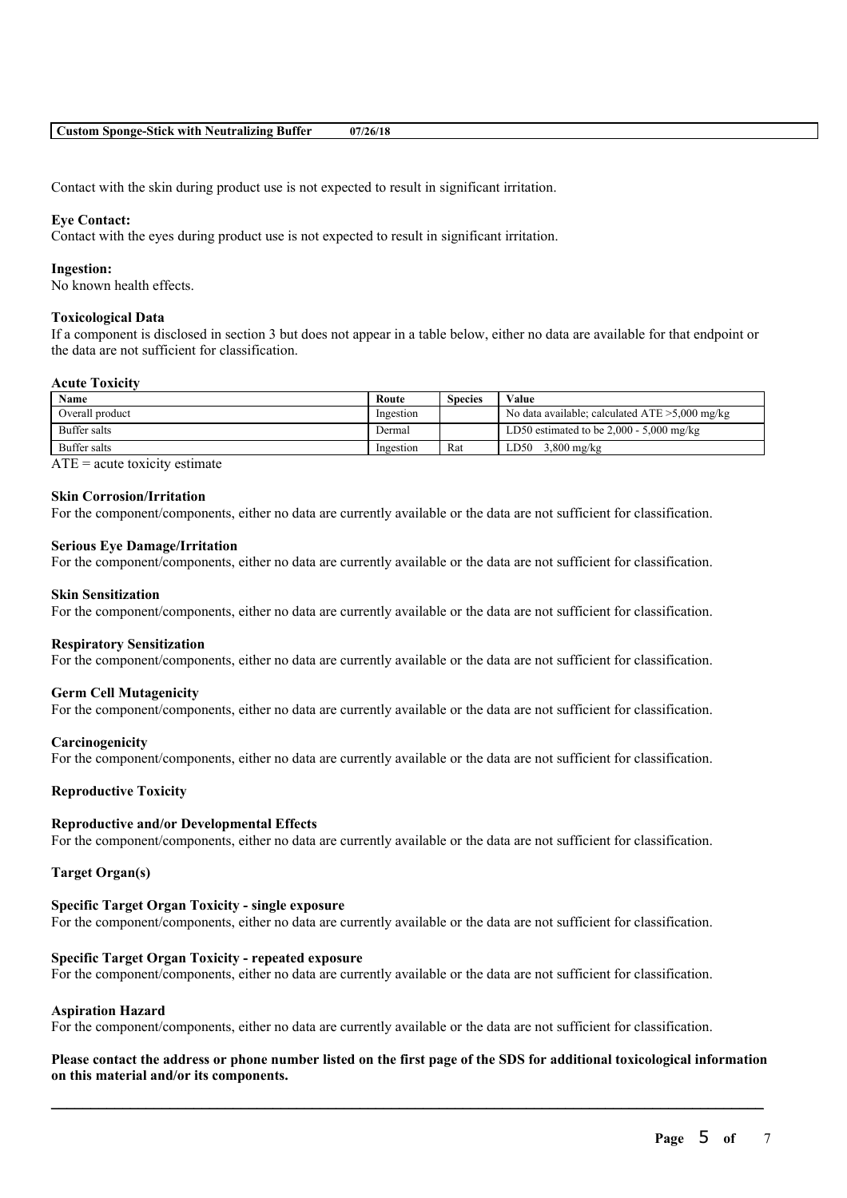Contact with the skin during product use is not expected to result in significant irritation.

**Eye Contact:**
Contact with the eyes during product use is not expected to result in significant irritation.

**Ingestion:**
No known health effects.

**Toxicological Data**
If a component is disclosed in section 3 but does not appear in a table below, either no data are available for that endpoint or the data are not sufficient for classification.

**Acute Toxicity**

| Name | Route | Species | Value |
|---|---|---|---|
| Overall product | Ingestion | | No data available; calculated ATE >5,000 mg/kg |
| Buffer salts | Dermal | | LD50 estimated to be 2,000 - 5,000 mg/kg |
| Buffer salts | Ingestion | Rat | LD50 3,800 mg/kg |

ATE = acute toxicity estimate

**Skin Corrosion/Irritation**
For the component/components, either no data are currently available or the data are not sufficient for classification.

**Serious Eye Damage/Irritation**
For the component/components, either no data are currently available or the data are not sufficient for classification.

**Skin Sensitization**
For the component/components, either no data are currently available or the data are not sufficient for classification.

**Respiratory Sensitization**
For the component/components, either no data are currently available or the data are not sufficient for classification.

**Germ Cell Mutagenicity**
For the component/components, either no data are currently available or the data are not sufficient for classification.

**Carcinogenicity**
For the component/components, either no data are currently available or the data are not sufficient for classification.

**Reproductive Toxicity**

**Reproductive and/or Developmental Effects**
For the component/components, either no data are currently available or the data are not sufficient for classification.

**Target Organ(s)**

**Specific Target Organ Toxicity - single exposure**
For the component/components, either no data are currently available or the data are not sufficient for classification.

**Specific Target Organ Toxicity - repeated exposure**
For the component/components, either no data are currently available or the data are not sufficient for classification.

**Aspiration Hazard**
For the component/components, either no data are currently available or the data are not sufficient for classification.

**Please contact the address or phone number listed on the first page of the SDS for additional toxicological information on this material and/or its components.**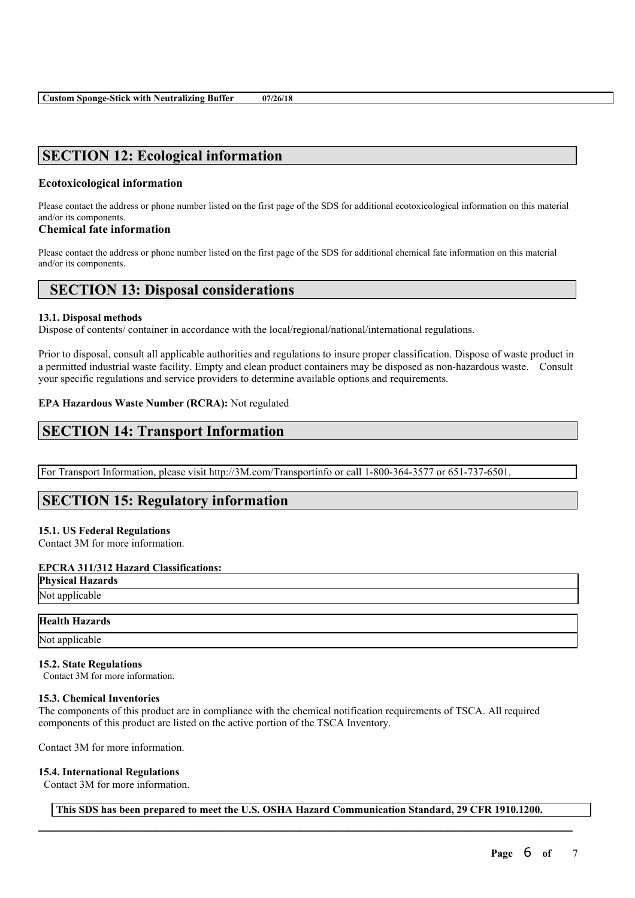## SECTION 12: Ecological information

### Ecotoxicological information

Please contact the address or phone number listed on the first page of the SDS for additional ecotoxicological information on this material and/or its components.

### Chemical fate information

Please contact the address or phone number listed on the first page of the SDS for additional chemical fate information on this material and/or its components.

## SECTION 13: Disposal considerations

**13.1. Disposal methods**

Dispose of contents/ container in accordance with the local/regional/national/international regulations.

Prior to disposal, consult all applicable authorities and regulations to insure proper classification. Dispose of waste product in a permitted industrial waste facility. Empty and clean product containers may be disposed as non-hazardous waste. Consult your specific regulations and service providers to determine available options and requirements.

**EPA Hazardous Waste Number (RCRA):** Not regulated

## SECTION 14: Transport Information

For Transport Information, please visit http://3M.com/Transportinfo or call 1-800-364-3577 or 651-737-6501.

## SECTION 15: Regulatory information

**15.1. US Federal Regulations**

Contact 3M for more information.

**EPCRA 311/312 Hazard Classifications:**

| Physical Hazards |
| --- |
| Not applicable |

| Health Hazards |
| --- |
| Not applicable |

**15.2. State Regulations**

Contact 3M for more information.

**15.3. Chemical Inventories**

The components of this product are in compliance with the chemical notification requirements of TSCA. All required components of this product are listed on the active portion of the TSCA Inventory.

Contact 3M for more information.

**15.4. International Regulations**

Contact 3M for more information.

**This SDS has been prepared to meet the U.S. OSHA Hazard Communication Standard, 29 CFR 1910.1200.**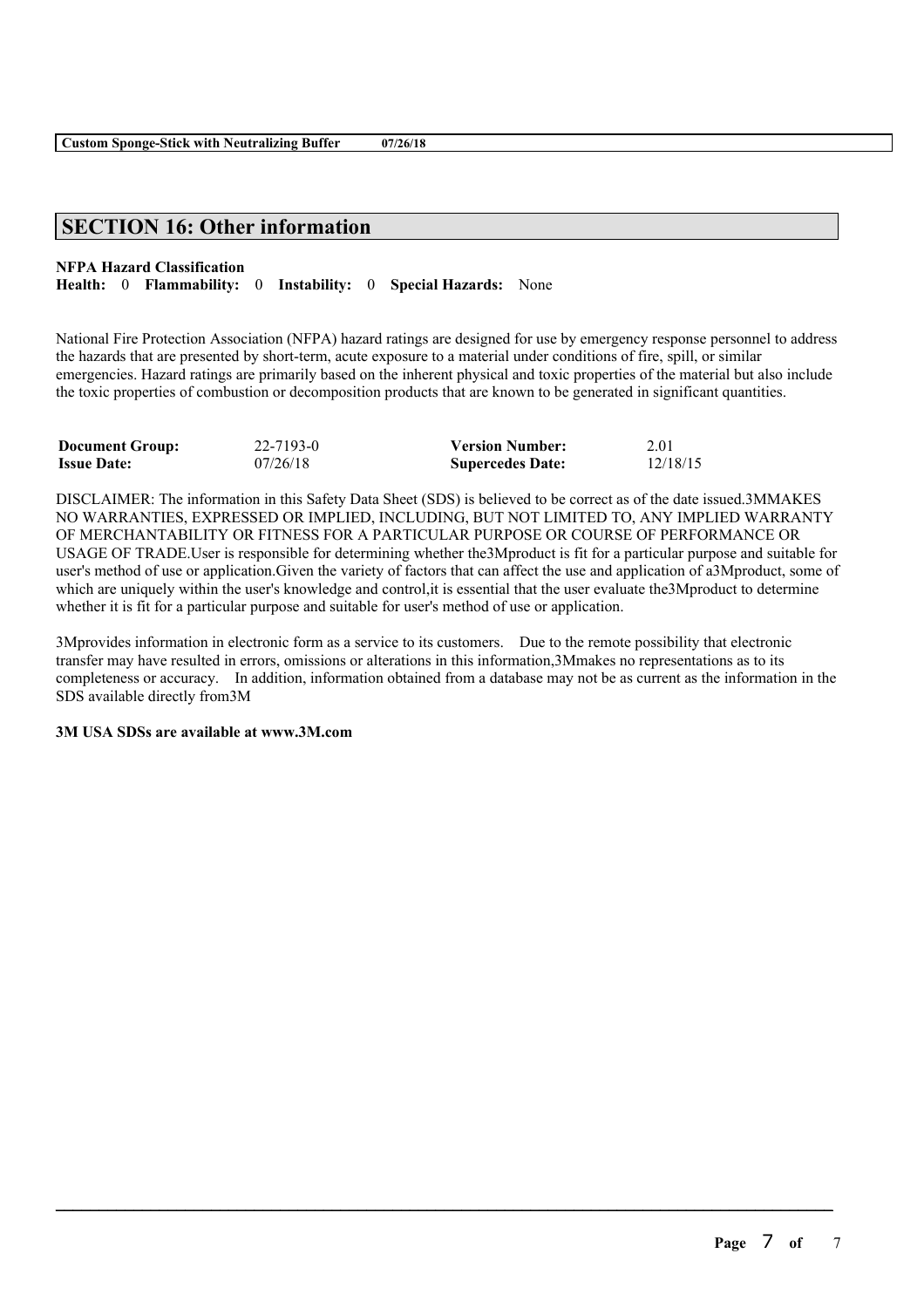## SECTION 16: Other information

**NFPA Hazard Classification**
**Health:** 0 **Flammability:** 0 **Instability:** 0 **Special Hazards:** None

National Fire Protection Association (NFPA) hazard ratings are designed for use by emergency response personnel to address the hazards that are presented by short-term, acute exposure to a material under conditions of fire, spill, or similar emergencies. Hazard ratings are primarily based on the inherent physical and toxic properties of the material but also include the toxic properties of combustion or decomposition products that are known to be generated in significant quantities.

| | | | |
|---|---|---|---|
| **Document Group:** | 22-7193-0 | **Version Number:** | 2.01 |
| **Issue Date:** | 07/26/18 | **Supercedes Date:** | 12/18/15 |

DISCLAIMER: The information in this Safety Data Sheet (SDS) is believed to be correct as of the date issued.3MMAKES NO WARRANTIES, EXPRESSED OR IMPLIED, INCLUDING, BUT NOT LIMITED TO, ANY IMPLIED WARRANTY OF MERCHANTABILITY OR FITNESS FOR A PARTICULAR PURPOSE OR COURSE OF PERFORMANCE OR USAGE OF TRADE.User is responsible for determining whether the3Mproduct is fit for a particular purpose and suitable for user's method of use or application.Given the variety of factors that can affect the use and application of a3Mproduct, some of which are uniquely within the user's knowledge and control,it is essential that the user evaluate the3Mproduct to determine whether it is fit for a particular purpose and suitable for user's method of use or application.

3Mprovides information in electronic form as a service to its customers. Due to the remote possibility that electronic transfer may have resulted in errors, omissions or alterations in this information,3Mmakes no representations as to its completeness or accuracy. In addition, information obtained from a database may not be as current as the information in the SDS available directly from3M

**3M USA SDSs are available at www.3M.com**